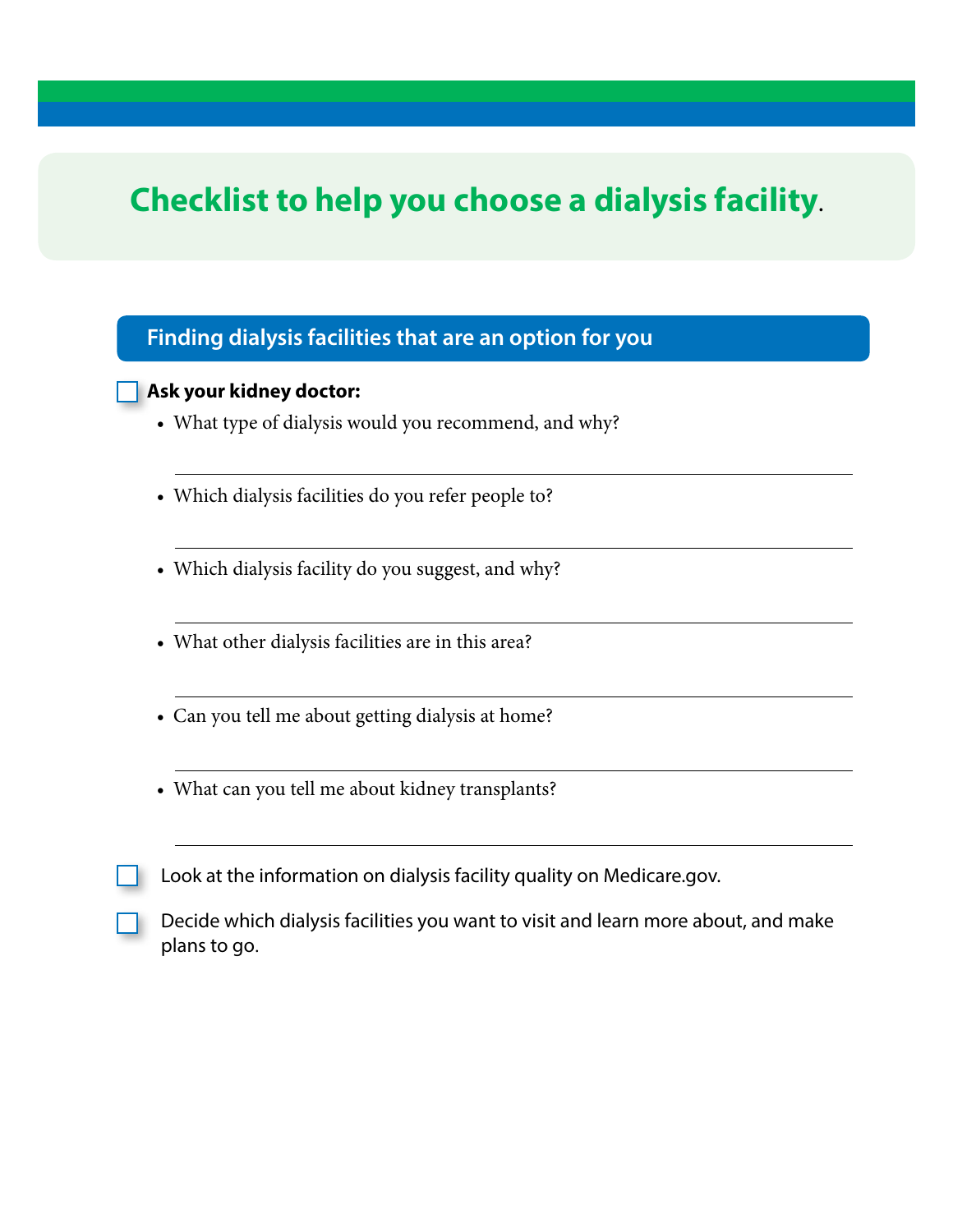# Checklist to help you choose a dialysis facility.

## Finding dialysis facilities that are an option for you

- [ ] **Ask your kidney doctor:**
  - What type of dialysis would you recommend, and why?
  
    ______________________________
  - Which dialysis facilities do you refer people to?
  
    ______________________________
  - Which dialysis facility do you suggest, and why?
  
    ______________________________
  - What other dialysis facilities are in this area?
  
    ______________________________
  - Can you tell me about getting dialysis at home?
  
    ______________________________
  - What can you tell me about kidney transplants?
  
    ______________________________
- [ ] Look at the information on dialysis facility quality on Medicare.gov.
- [ ] Decide which dialysis facilities you want to visit and learn more about, and make plans to go.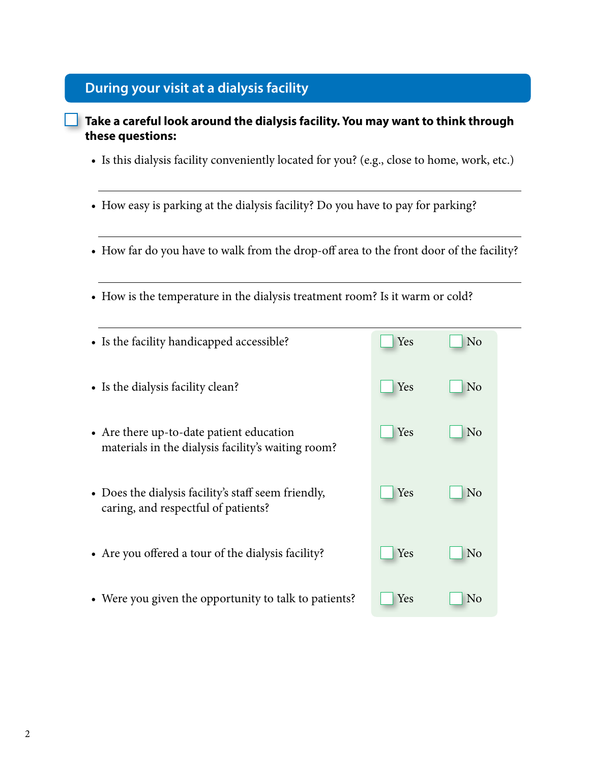## During your visit at a dialysis facility

- [ ] **Take a careful look around the dialysis facility. You may want to think through these questions:**

  - Is this dialysis facility conveniently located for you? (e.g., close to home, work, etc.)

    ______________________________________________

  - How easy is parking at the dialysis facility? Do you have to pay for parking?

    ______________________________________________

  - How far do you have to walk from the drop-off area to the front door of the facility?

    ______________________________________________

  - How is the temperature in the dialysis treatment room? Is it warm or cold?

    ______________________________________________

  - Is the facility handicapped accessible? ☐ Yes ☐ No
  - Is the dialysis facility clean? ☐ Yes ☐ No
  - Are there up-to-date patient education materials in the dialysis facility's waiting room? ☐ Yes ☐ No
  - Does the dialysis facility's staff seem friendly, caring, and respectful of patients? ☐ Yes ☐ No
  - Are you offered a tour of the dialysis facility? ☐ Yes ☐ No
  - Were you given the opportunity to talk to patients? ☐ Yes ☐ No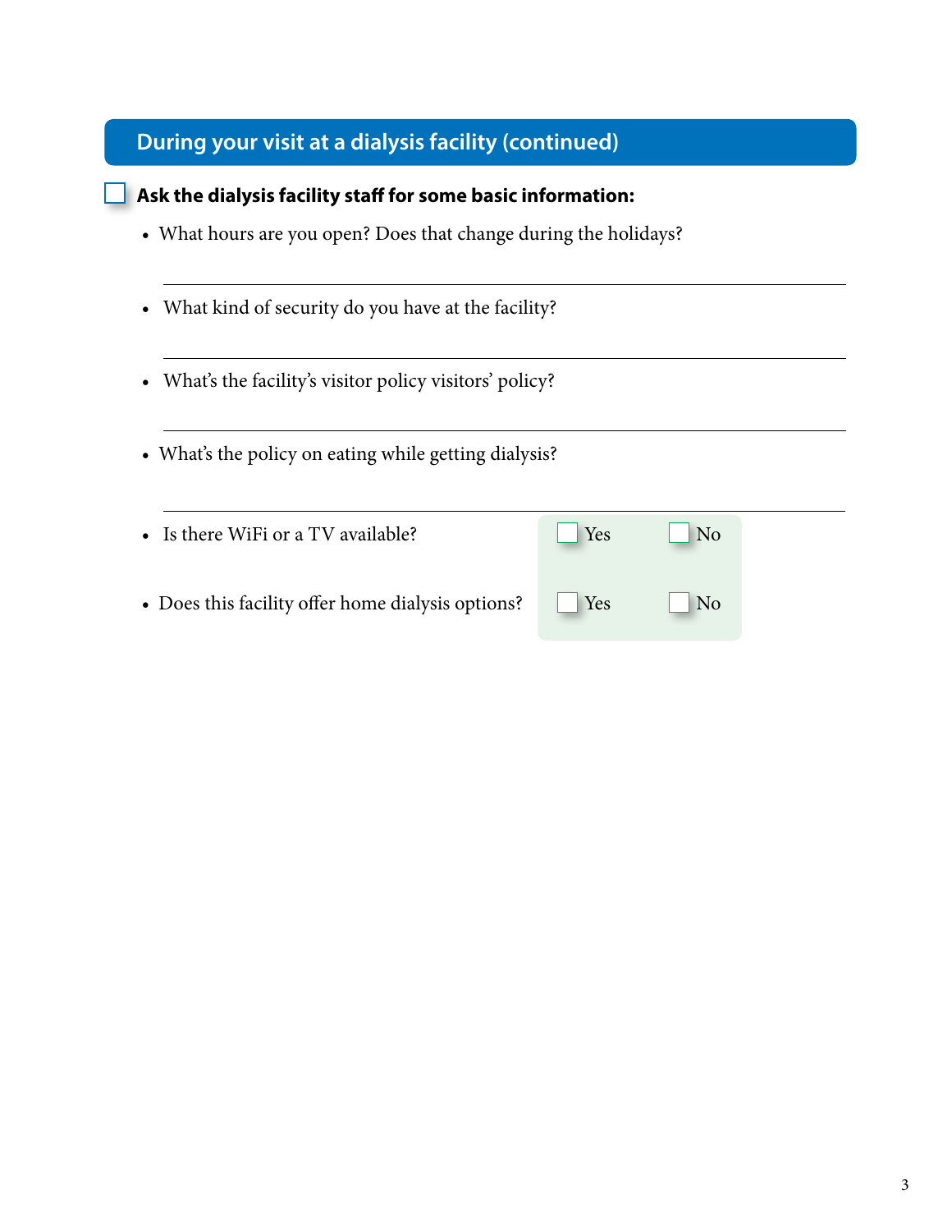## During your visit at a dialysis facility (continued)

- [ ] **Ask the dialysis facility staff for some basic information:**

- What hours are you open? Does that change during the holidays?

  ___

- What kind of security do you have at the facility?

  ___

- What's the facility's visitor policy visitors' policy?

  ___

- What's the policy on eating while getting dialysis?

  ___

- Is there WiFi or a TV available? ☐ Yes ☐ No

- Does this facility offer home dialysis options? ☐ Yes ☐ No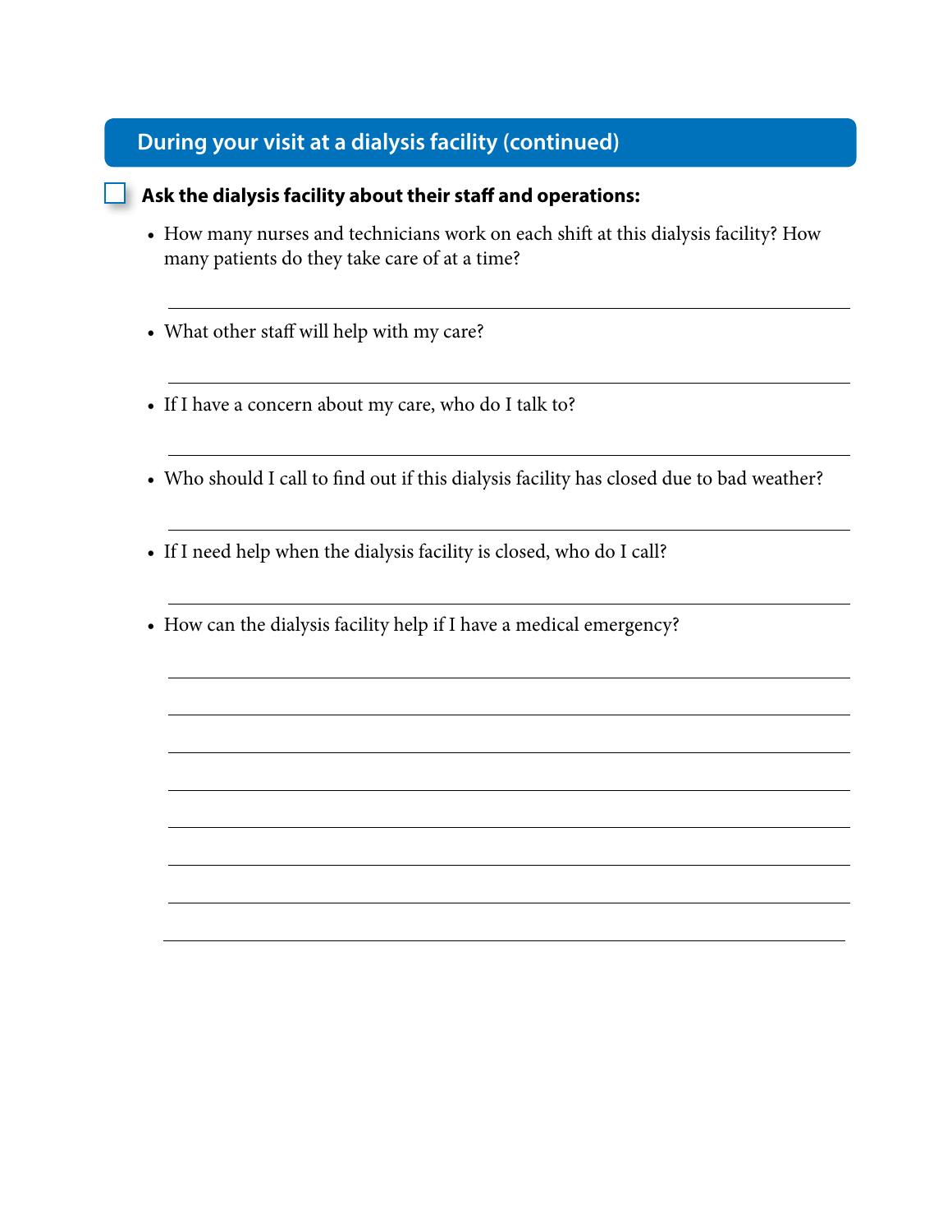## During your visit at a dialysis facility (continued)

- [ ] **Ask the dialysis facility about their staff and operations:**

  - How many nurses and technicians work on each shift at this dialysis facility? How many patients do they take care of at a time?

    ______________________________________________

  - What other staff will help with my care?

    ______________________________________________

  - If I have a concern about my care, who do I talk to?

    ______________________________________________

  - Who should I call to find out if this dialysis facility has closed due to bad weather?

    ______________________________________________

  - If I need help when the dialysis facility is closed, who do I call?

    ______________________________________________

  - How can the dialysis facility help if I have a medical emergency?

    ______________________________________________

    ______________________________________________

    ______________________________________________

    ______________________________________________

    ______________________________________________

    ______________________________________________

    ______________________________________________

    ______________________________________________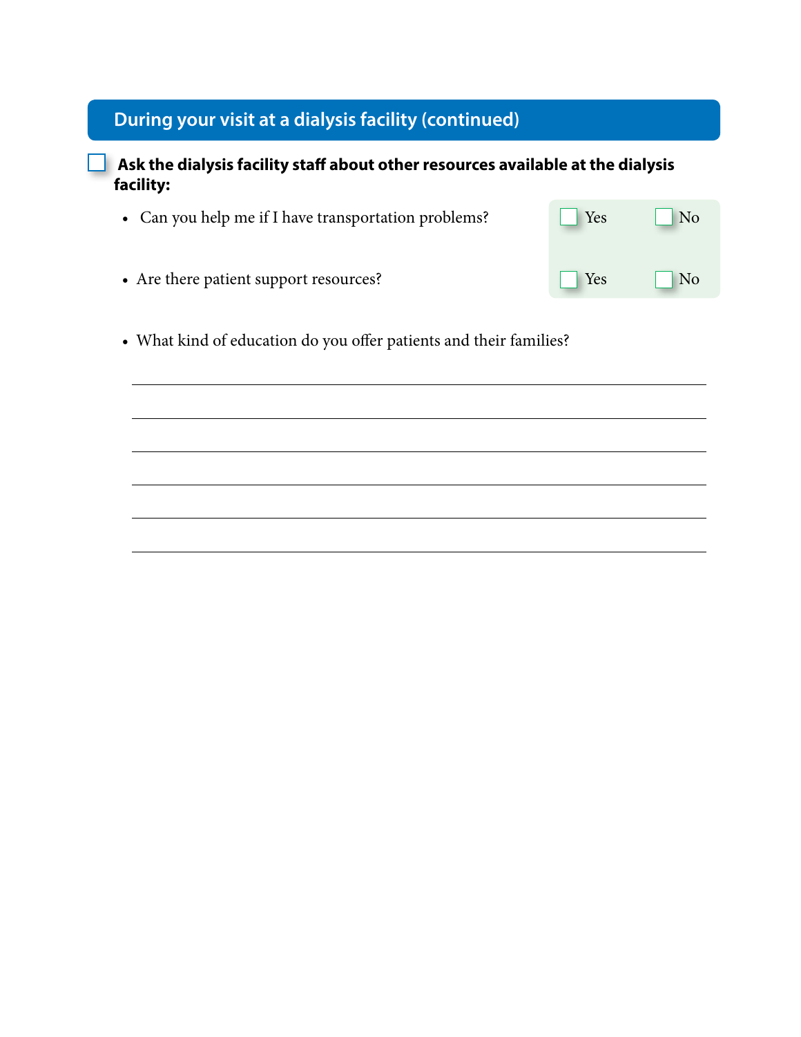## During your visit at a dialysis facility (continued)

☐ **Ask the dialysis facility staff about other resources available at the dialysis facility:**

- Can you help me if I have transportation problems? ☐ Yes ☐ No
- Are there patient support resources? ☐ Yes ☐ No
- What kind of education do you offer patients and their families?

______________________________________________________________________

______________________________________________________________________

______________________________________________________________________

______________________________________________________________________

______________________________________________________________________

______________________________________________________________________